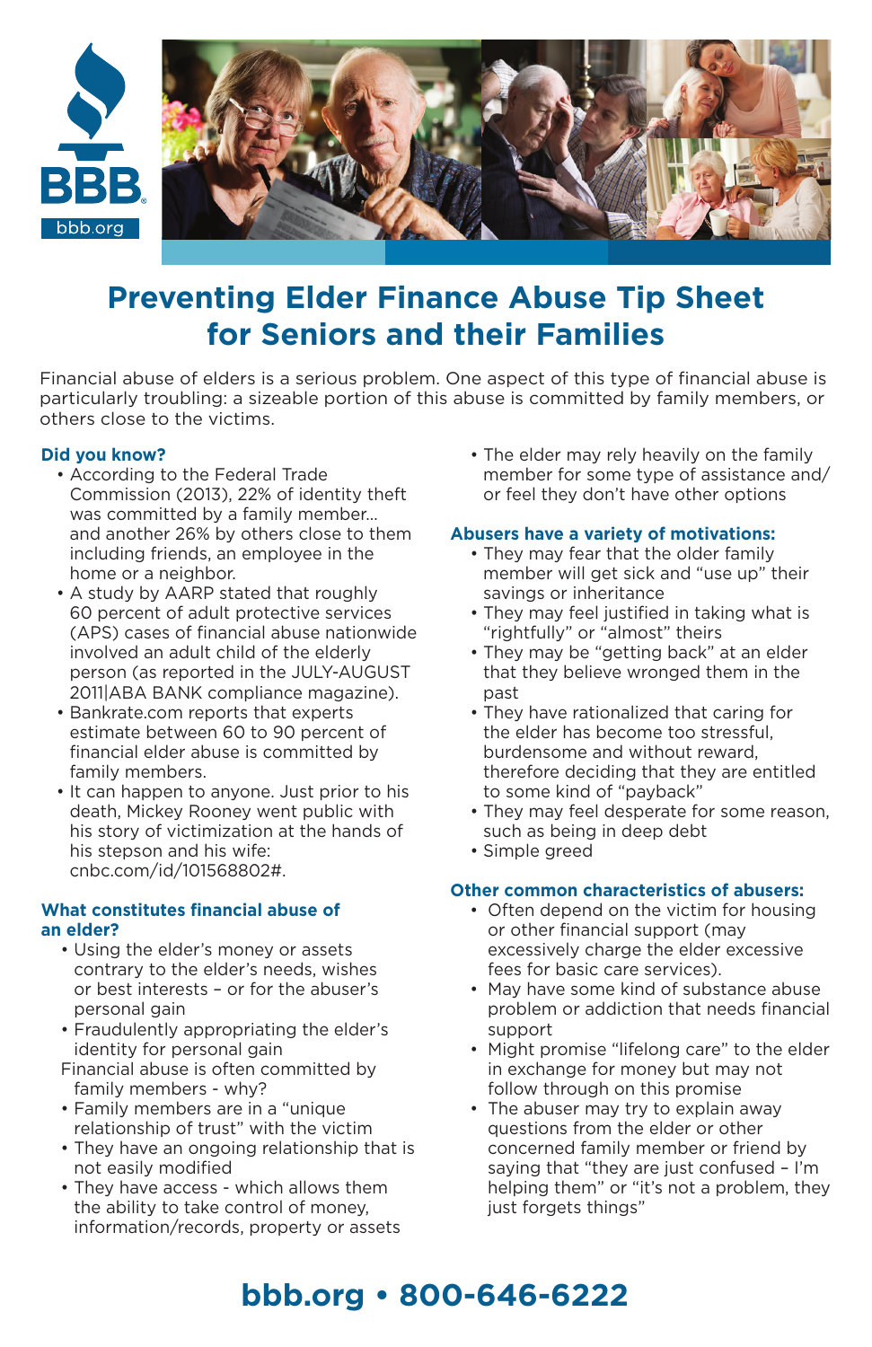# Preventing Elder Finance Abuse Tip Sheet for Seniors and their Families

Financial abuse of elders is a serious problem. One aspect of this type of financial abuse is particularly troubling: a sizeable portion of this abuse is committed by family members, or others close to the victims.

### Did you know?

- According to the Federal Trade Commission (2013), 22% of identity theft was committed by a family member… and another 26% by others close to them including friends, an employee in the home or a neighbor.
- A study by AARP stated that roughly 60 percent of adult protective services (APS) cases of financial abuse nationwide involved an adult child of the elderly person (as reported in the JULY-AUGUST 2011|ABA BANK compliance magazine).
- Bankrate.com reports that experts estimate between 60 to 90 percent of financial elder abuse is committed by family members.
- It can happen to anyone. Just prior to his death, Mickey Rooney went public with his story of victimization at the hands of his stepson and his wife: cnbc.com/id/101568802#.

### What constitutes financial abuse of an elder?

- Using the elder's money or assets contrary to the elder's needs, wishes or best interests – or for the abuser's personal gain
- Fraudulently appropriating the elder's identity for personal gain

Financial abuse is often committed by family members - why?

- Family members are in a "unique relationship of trust" with the victim
- They have an ongoing relationship that is not easily modified
- They have access - which allows them the ability to take control of money, information/records, property or assets
- The elder may rely heavily on the family member for some type of assistance and/or feel they don't have other options

### Abusers have a variety of motivations:

- They may fear that the older family member will get sick and "use up" their savings or inheritance
- They may feel justified in taking what is "rightfully" or "almost" theirs
- They may be "getting back" at an elder that they believe wronged them in the past
- They have rationalized that caring for the elder has become too stressful, burdensome and without reward, therefore deciding that they are entitled to some kind of "payback"
- They may feel desperate for some reason, such as being in deep debt
- Simple greed

### Other common characteristics of abusers:

- Often depend on the victim for housing or other financial support (may excessively charge the elder excessive fees for basic care services).
- May have some kind of substance abuse problem or addiction that needs financial support
- Might promise "lifelong care" to the elder in exchange for money but may not follow through on this promise
- The abuser may try to explain away questions from the elder or other concerned family member or friend by saying that "they are just confused – I'm helping them" or "it's not a problem, they just forgets things"

**bbb.org • 800-646-6222**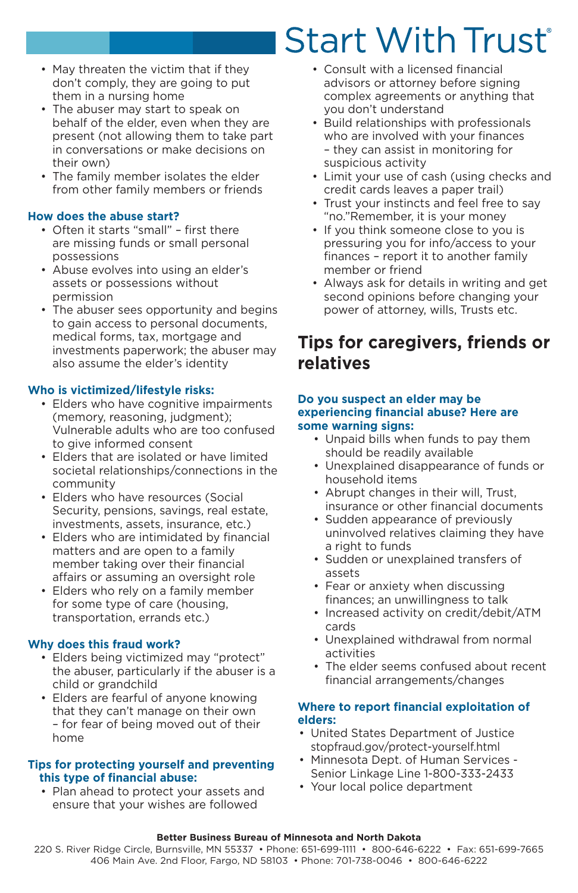- May threaten the victim that if they don't comply, they are going to put them in a nursing home
- The abuser may start to speak on behalf of the elder, even when they are present (not allowing them to take part in conversations or make decisions on their own)
- The family member isolates the elder from other family members or friends

### How does the abuse start?

- Often it starts "small" – first there are missing funds or small personal possessions
- Abuse evolves into using an elder's assets or possessions without permission
- The abuser sees opportunity and begins to gain access to personal documents, medical forms, tax, mortgage and investments paperwork; the abuser may also assume the elder's identity

### Who is victimized/lifestyle risks:

- Elders who have cognitive impairments (memory, reasoning, judgment); Vulnerable adults who are too confused to give informed consent
- Elders that are isolated or have limited societal relationships/connections in the community
- Elders who have resources (Social Security, pensions, savings, real estate, investments, assets, insurance, etc.)
- Elders who are intimidated by financial matters and are open to a family member taking over their financial affairs or assuming an oversight role
- Elders who rely on a family member for some type of care (housing, transportation, errands etc.)

### Why does this fraud work?

- Elders being victimized may "protect" the abuser, particularly if the abuser is a child or grandchild
- Elders are fearful of anyone knowing that they can't manage on their own – for fear of being moved out of their home

### Tips for protecting yourself and preventing this type of financial abuse:

- Plan ahead to protect your assets and ensure that your wishes are followed
- Consult with a licensed financial advisors or attorney before signing complex agreements or anything that you don't understand
- Build relationships with professionals who are involved with your finances – they can assist in monitoring for suspicious activity
- Limit your use of cash (using checks and credit cards leaves a paper trail)
- Trust your instincts and feel free to say "no."Remember, it is your money
- If you think someone close to you is pressuring you for info/access to your finances – report it to another family member or friend
- Always ask for details in writing and get second opinions before changing your power of attorney, wills, Trusts etc.

## Tips for caregivers, friends or relatives

### Do you suspect an elder may be experiencing financial abuse? Here are some warning signs:

- Unpaid bills when funds to pay them should be readily available
- Unexplained disappearance of funds or household items
- Abrupt changes in their will, Trust, insurance or other financial documents
- Sudden appearance of previously uninvolved relatives claiming they have a right to funds
- Sudden or unexplained transfers of assets
- Fear or anxiety when discussing finances; an unwillingness to talk
- Increased activity on credit/debit/ATM cards
- Unexplained withdrawal from normal activities
- The elder seems confused about recent financial arrangements/changes

### Where to report financial exploitation of elders:

- United States Department of Justice stopfraud.gov/protect-yourself.html
- Minnesota Dept. of Human Services - Senior Linkage Line 1-800-333-2433
- Your local police department

**Better Business Bureau of Minnesota and North Dakota**
220 S. River Ridge Circle, Burnsville, MN 55337 • Phone: 651-699-1111 • 800-646-6222 • Fax: 651-699-7665
406 Main Ave. 2nd Floor, Fargo, ND 58103 • Phone: 701-738-0046 • 800-646-6222